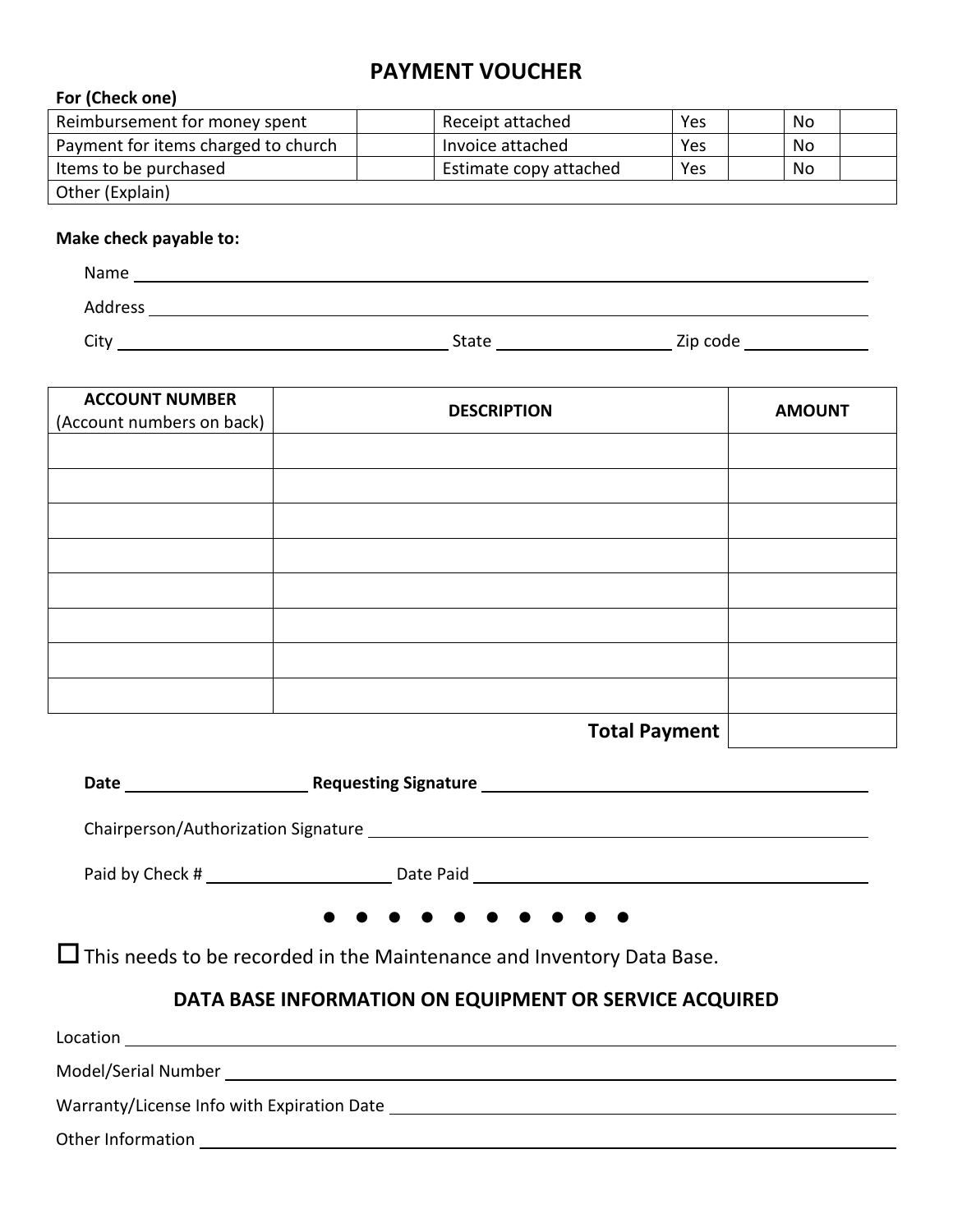# PAYMENT VOUCHER

**For (Check one)**

| | | | | | | |
|---|---|---|---|---|---|---|
| Reimbursement for money spent | | Receipt attached | Yes | | No | |
| Payment for items charged to church | | Invoice attached | Yes | | No | |
| Items to be purchased | | Estimate copy attached | Yes | | No | |
| Other (Explain) | | | | | | |

**Make check payable to:**

Name ______________________________________________

Address ______________________________________________

City ______________________ State ______________ Zip code ____________

| ACCOUNT NUMBER (Account numbers on back) | DESCRIPTION | AMOUNT |
|---|---|---|
| | | |
| | | |
| | | |
| | | |
| | | |
| | | |
| | | |
| | | |
| | **Total Payment** | |

**Date** ______________ **Requesting Signature** ______________________________

Chairperson/Authorization Signature ______________________________

Paid by Check # ______________ Date Paid ______________________________

● ● ● ● ● ● ● ● ● ●

☐ This needs to be recorded in the Maintenance and Inventory Data Base.

## DATA BASE INFORMATION ON EQUIPMENT OR SERVICE ACQUIRED

Location ______________________________________________

Model/Serial Number ______________________________________________

Warranty/License Info with Expiration Date ______________________________

Other Information ______________________________________________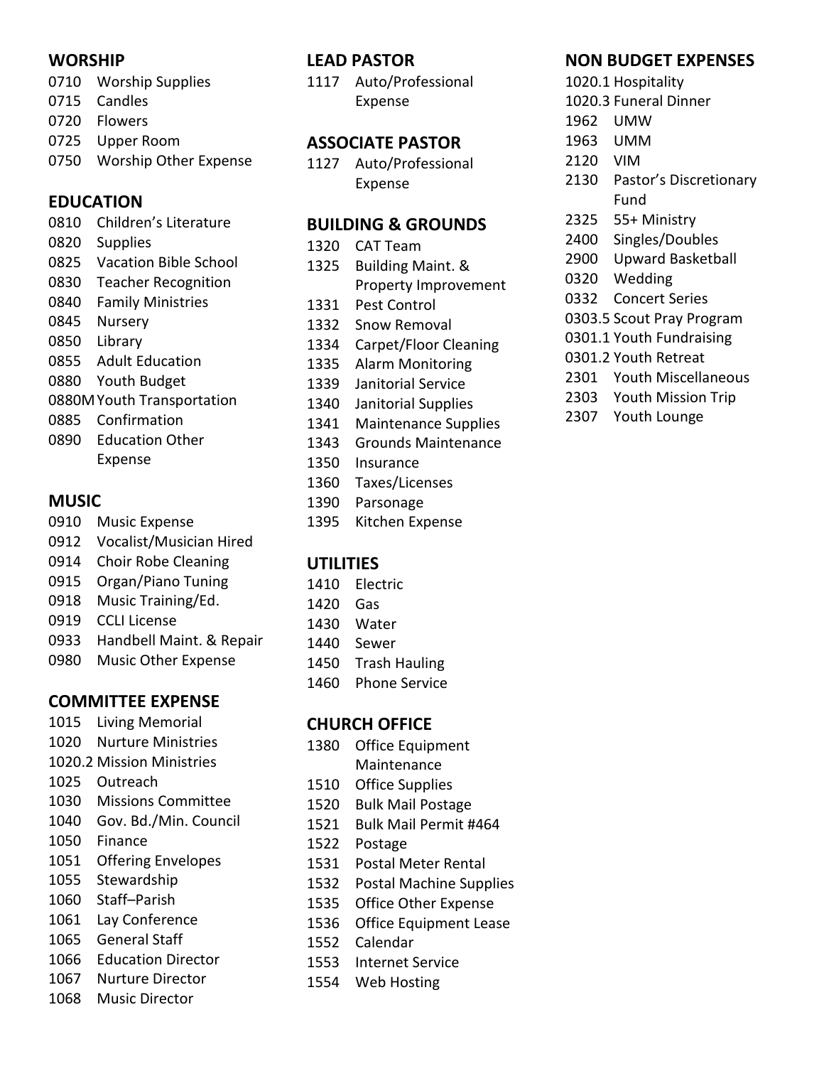## WORSHIP

0710 Worship Supplies
0715 Candles
0720 Flowers
0725 Upper Room
0750 Worship Other Expense

## EDUCATION

0810 Children's Literature
0820 Supplies
0825 Vacation Bible School
0830 Teacher Recognition
0840 Family Ministries
0845 Nursery
0850 Library
0855 Adult Education
0880 Youth Budget
0880M Youth Transportation
0885 Confirmation
0890 Education Other Expense

## MUSIC

0910 Music Expense
0912 Vocalist/Musician Hired
0914 Choir Robe Cleaning
0915 Organ/Piano Tuning
0918 Music Training/Ed.
0919 CCLI License
0933 Handbell Maint. & Repair
0980 Music Other Expense

## COMMITTEE EXPENSE

1015 Living Memorial
1020 Nurture Ministries
1020.2 Mission Ministries
1025 Outreach
1030 Missions Committee
1040 Gov. Bd./Min. Council
1050 Finance
1051 Offering Envelopes
1055 Stewardship
1060 Staff–Parish
1061 Lay Conference
1065 General Staff
1066 Education Director
1067 Nurture Director
1068 Music Director

## LEAD PASTOR

1117 Auto/Professional Expense

## ASSOCIATE PASTOR

1127 Auto/Professional Expense

## BUILDING & GROUNDS

1320 CAT Team
1325 Building Maint. & Property Improvement
1331 Pest Control
1332 Snow Removal
1334 Carpet/Floor Cleaning
1335 Alarm Monitoring
1339 Janitorial Service
1340 Janitorial Supplies
1341 Maintenance Supplies
1343 Grounds Maintenance
1350 Insurance
1360 Taxes/Licenses
1390 Parsonage
1395 Kitchen Expense

## UTILITIES

1410 Electric
1420 Gas
1430 Water
1440 Sewer
1450 Trash Hauling
1460 Phone Service

## CHURCH OFFICE

1380 Office Equipment Maintenance
1510 Office Supplies
1520 Bulk Mail Postage
1521 Bulk Mail Permit #464
1522 Postage
1531 Postal Meter Rental
1532 Postal Machine Supplies
1535 Office Other Expense
1536 Office Equipment Lease
1552 Calendar
1553 Internet Service
1554 Web Hosting

## NON BUDGET EXPENSES

1020.1 Hospitality
1020.3 Funeral Dinner
1962 UMW
1963 UMM
2120 VIM
2130 Pastor's Discretionary Fund
2325 55+ Ministry
2400 Singles/Doubles
2900 Upward Basketball
0320 Wedding
0332 Concert Series
0303.5 Scout Pray Program
0301.1 Youth Fundraising
0301.2 Youth Retreat
2301 Youth Miscellaneous
2303 Youth Mission Trip
2307 Youth Lounge